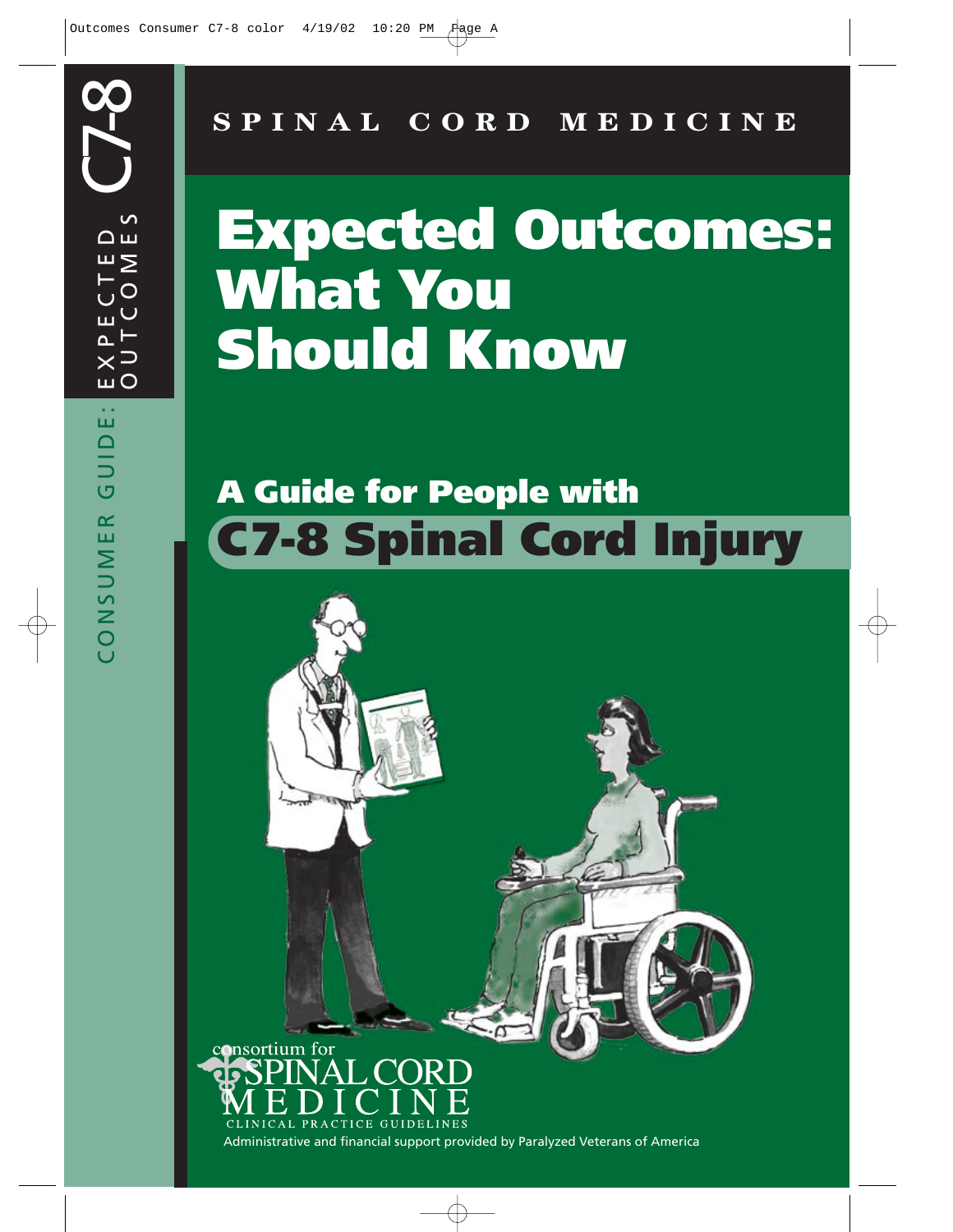CONSUMER GUIDE: EXPECTED OUTCOMES C7-8

SPINAL CORD MEDICINE

# Expected Outcomes: What You Should Know

## A Guide for People with C7-8 Spinal Cord Injury

consortium for SPINAL CORD MEDICINE
CLINICAL PRACTICE GUIDELINES

Administrative and financial support provided by Paralyzed Veterans of America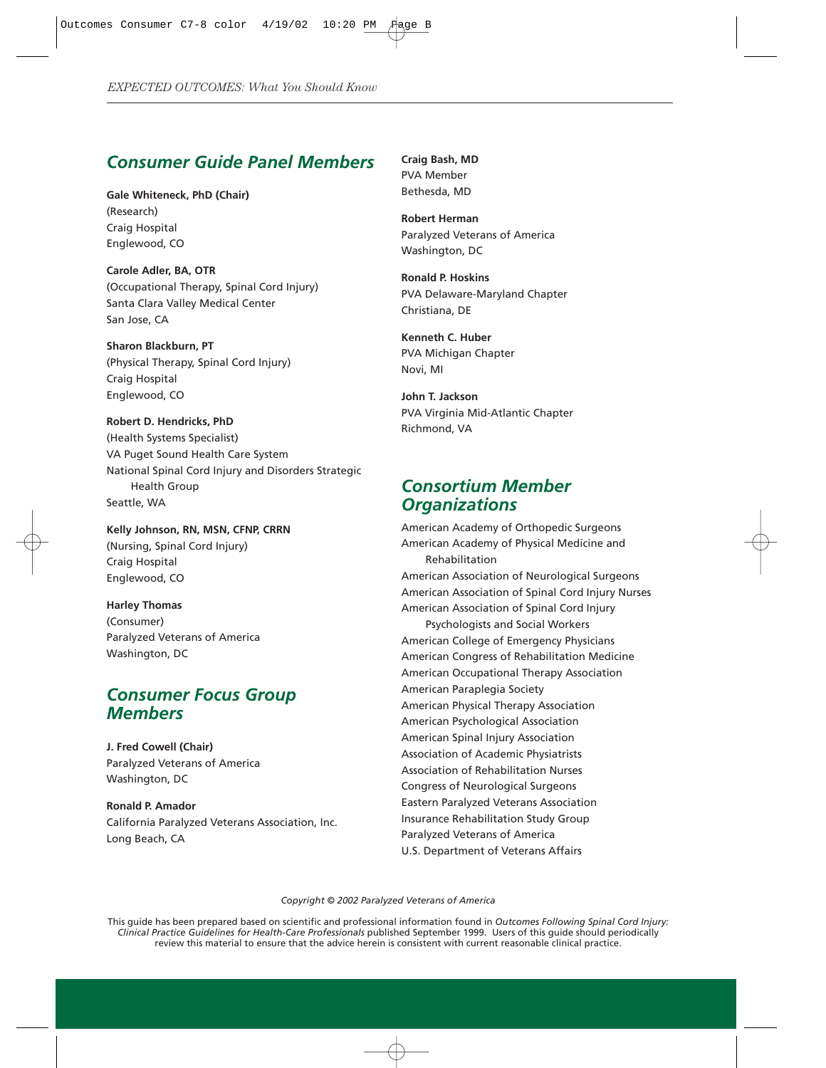## Consumer Guide Panel Members

**Gale Whiteneck, PhD (Chair)**
(Research)
Craig Hospital
Englewood, CO

**Carole Adler, BA, OTR**
(Occupational Therapy, Spinal Cord Injury)
Santa Clara Valley Medical Center
San Jose, CA

**Sharon Blackburn, PT**
(Physical Therapy, Spinal Cord Injury)
Craig Hospital
Englewood, CO

**Robert D. Hendricks, PhD**
(Health Systems Specialist)
VA Puget Sound Health Care System
National Spinal Cord Injury and Disorders Strategic Health Group
Seattle, WA

**Kelly Johnson, RN, MSN, CFNP, CRRN**
(Nursing, Spinal Cord Injury)
Craig Hospital
Englewood, CO

**Harley Thomas**
(Consumer)
Paralyzed Veterans of America
Washington, DC

## Consumer Focus Group Members

**J. Fred Cowell (Chair)**
Paralyzed Veterans of America
Washington, DC

**Ronald P. Amador**
California Paralyzed Veterans Association, Inc.
Long Beach, CA

**Craig Bash, MD**
PVA Member
Bethesda, MD

**Robert Herman**
Paralyzed Veterans of America
Washington, DC

**Ronald P. Hoskins**
PVA Delaware-Maryland Chapter
Christiana, DE

**Kenneth C. Huber**
PVA Michigan Chapter
Novi, MI

**John T. Jackson**
PVA Virginia Mid-Atlantic Chapter
Richmond, VA

## Consortium Member Organizations

American Academy of Orthopedic Surgeons
American Academy of Physical Medicine and Rehabilitation
American Association of Neurological Surgeons
American Association of Spinal Cord Injury Nurses
American Association of Spinal Cord Injury Psychologists and Social Workers
American College of Emergency Physicians
American Congress of Rehabilitation Medicine
American Occupational Therapy Association
American Paraplegia Society
American Physical Therapy Association
American Psychological Association
American Spinal Injury Association
Association of Academic Physiatrists
Association of Rehabilitation Nurses
Congress of Neurological Surgeons
Eastern Paralyzed Veterans Association
Insurance Rehabilitation Study Group
Paralyzed Veterans of America
U.S. Department of Veterans Affairs

*Copyright © 2002 Paralyzed Veterans of America*

This guide has been prepared based on scientific and professional information found in *Outcomes Following Spinal Cord Injury: Clinical Practice Guidelines for Health-Care Professionals* published September 1999. Users of this guide should periodically review this material to ensure that the advice herein is consistent with current reasonable clinical practice.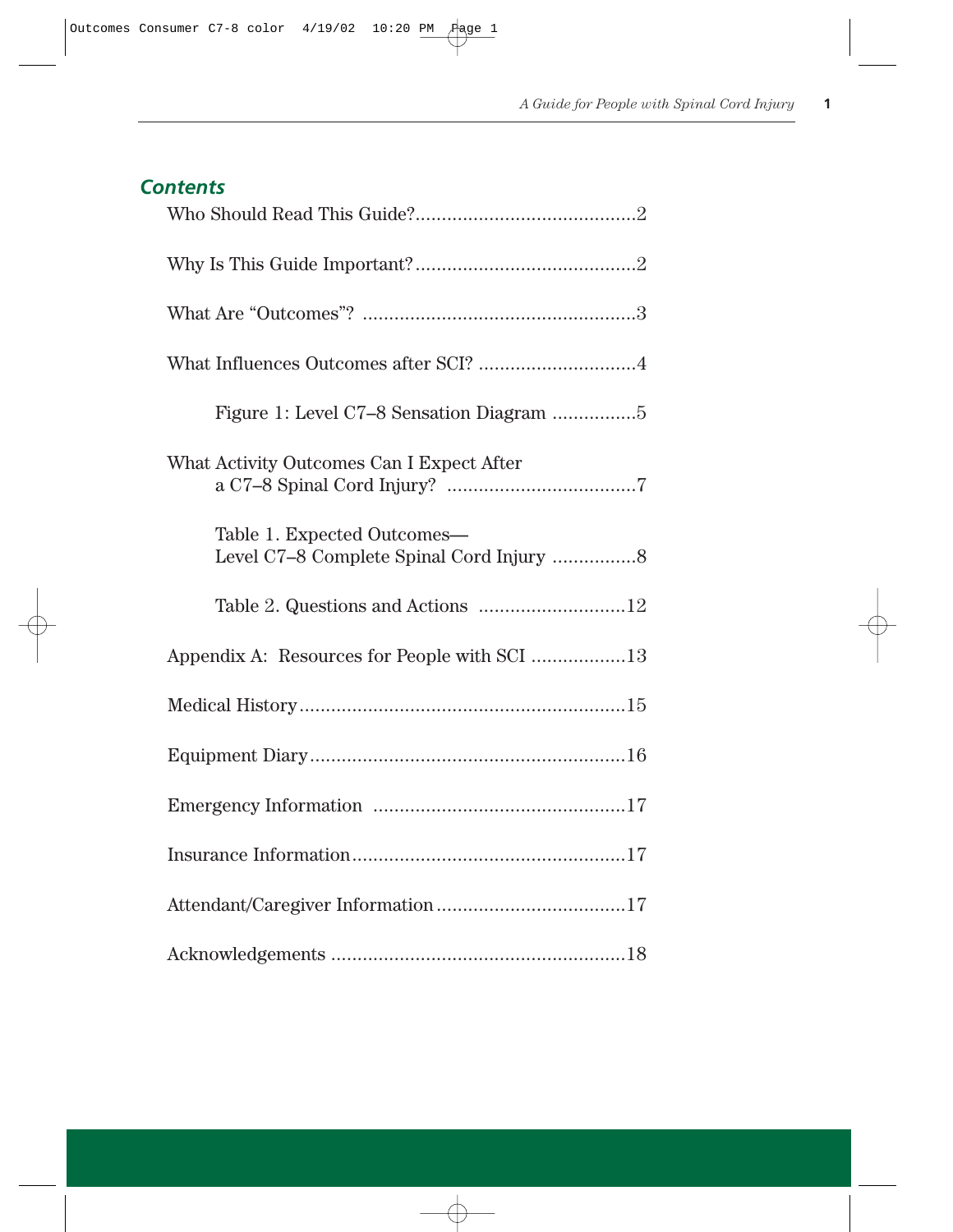## *Contents*

Who Should Read This Guide?..........................................2

Why Is This Guide Important?..........................................2

What Are "Outcomes"? ....................................................3

What Influences Outcomes after SCI? ..............................4

Figure 1: Level C7–8 Sensation Diagram ................5

What Activity Outcomes Can I Expect After a C7–8 Spinal Cord Injury? ....................................7

Table 1. Expected Outcomes— Level C7–8 Complete Spinal Cord Injury ................8

Table 2. Questions and Actions ............................12

Appendix A: Resources for People with SCI ..................13

Medical History.............................................................15

Equipment Diary...........................................................16

Emergency Information ................................................17

Insurance Information...................................................17

Attendant/Caregiver Information...................................17

Acknowledgements .......................................................18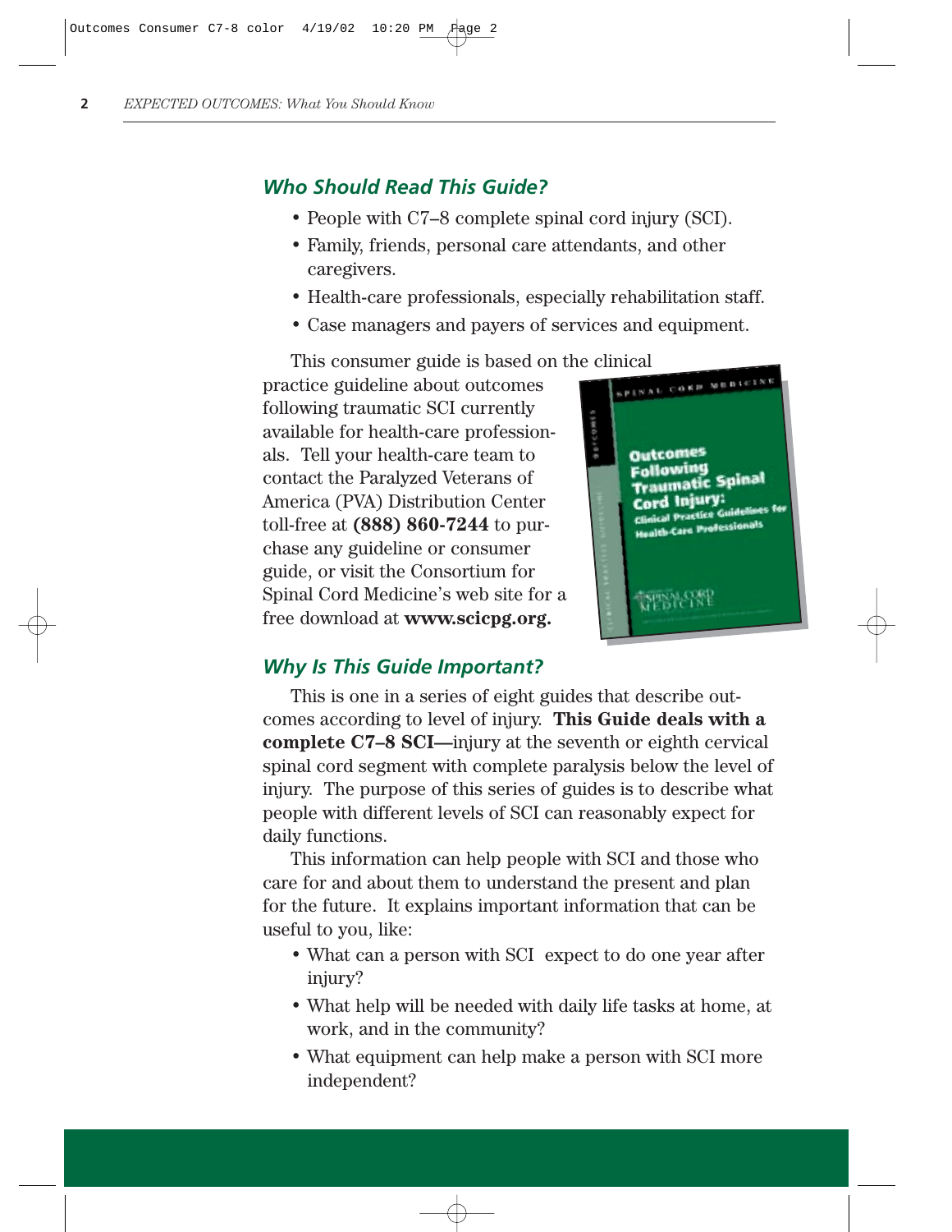## Who Should Read This Guide?

- People with C7–8 complete spinal cord injury (SCI).
- Family, friends, personal care attendants, and other caregivers.
- Health-care professionals, especially rehabilitation staff.
- Case managers and payers of services and equipment.

This consumer guide is based on the clinical practice guideline about outcomes following traumatic SCI currently available for health-care professionals. Tell your health-care team to contact the Paralyzed Veterans of America (PVA) Distribution Center toll-free at **(888) 860-7244** to purchase any guideline or consumer guide, or visit the Consortium for Spinal Cord Medicine's web site for a free download at **www.scicpg.org.**

## Why Is This Guide Important?

This is one in a series of eight guides that describe outcomes according to level of injury. **This Guide deals with a complete C7–8 SCI—**injury at the seventh or eighth cervical spinal cord segment with complete paralysis below the level of injury. The purpose of this series of guides is to describe what people with different levels of SCI can reasonably expect for daily functions.

This information can help people with SCI and those who care for and about them to understand the present and plan for the future. It explains important information that can be useful to you, like:

- What can a person with SCI expect to do one year after injury?
- What help will be needed with daily life tasks at home, at work, and in the community?
- What equipment can help make a person with SCI more independent?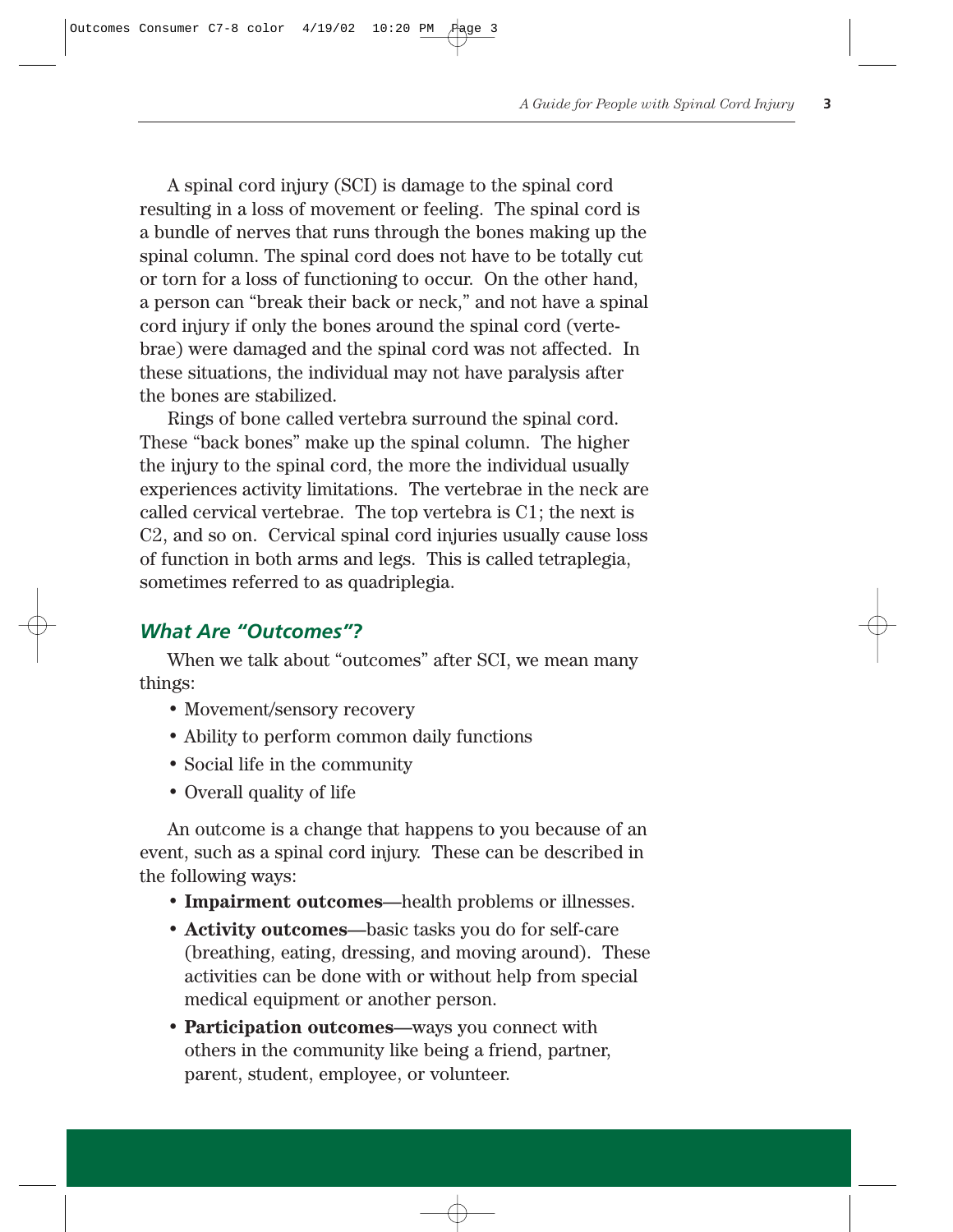A spinal cord injury (SCI) is damage to the spinal cord resulting in a loss of movement or feeling. The spinal cord is a bundle of nerves that runs through the bones making up the spinal column. The spinal cord does not have to be totally cut or torn for a loss of functioning to occur. On the other hand, a person can "break their back or neck," and not have a spinal cord injury if only the bones around the spinal cord (vertebrae) were damaged and the spinal cord was not affected. In these situations, the individual may not have paralysis after the bones are stabilized.

Rings of bone called vertebra surround the spinal cord. These "back bones" make up the spinal column. The higher the injury to the spinal cord, the more the individual usually experiences activity limitations. The vertebrae in the neck are called cervical vertebrae. The top vertebra is C1; the next is C2, and so on. Cervical spinal cord injuries usually cause loss of function in both arms and legs. This is called tetraplegia, sometimes referred to as quadriplegia.

## *What Are "Outcomes"?*

When we talk about "outcomes" after SCI, we mean many things:

- Movement/sensory recovery
- Ability to perform common daily functions
- Social life in the community
- Overall quality of life

An outcome is a change that happens to you because of an event, such as a spinal cord injury. These can be described in the following ways:

- **Impairment outcomes**—health problems or illnesses.
- **Activity outcomes**—basic tasks you do for self-care (breathing, eating, dressing, and moving around). These activities can be done with or without help from special medical equipment or another person.
- **Participation outcomes**—ways you connect with others in the community like being a friend, partner, parent, student, employee, or volunteer.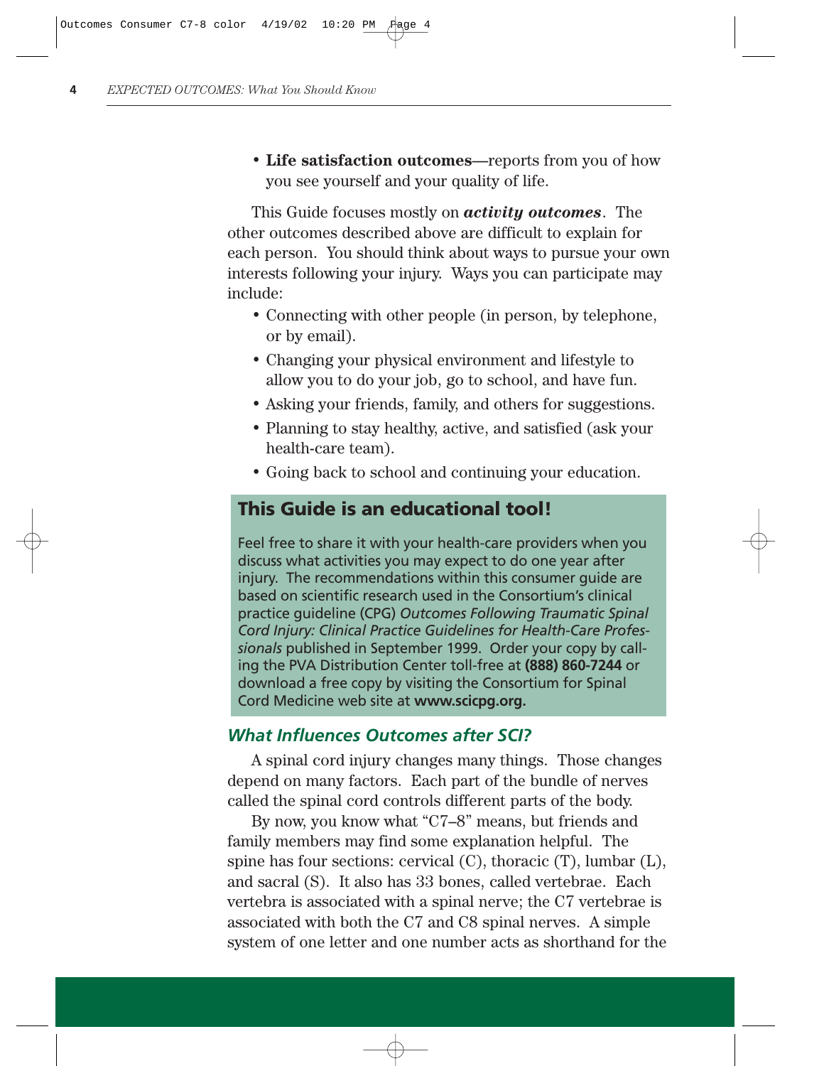- **Life satisfaction outcomes**—reports from you of how you see yourself and your quality of life.

This Guide focuses mostly on ***activity outcomes***. The other outcomes described above are difficult to explain for each person. You should think about ways to pursue your own interests following your injury. Ways you can participate may include:

- Connecting with other people (in person, by telephone, or by email).
- Changing your physical environment and lifestyle to allow you to do your job, go to school, and have fun.
- Asking your friends, family, and others for suggestions.
- Planning to stay healthy, active, and satisfied (ask your health-care team).
- Going back to school and continuing your education.

## This Guide is an educational tool!

Feel free to share it with your health-care providers when you discuss what activities you may expect to do one year after injury. The recommendations within this consumer guide are based on scientific research used in the Consortium's clinical practice guideline (CPG) *Outcomes Following Traumatic Spinal Cord Injury: Clinical Practice Guidelines for Health-Care Professionals* published in September 1999. Order your copy by calling the PVA Distribution Center toll-free at **(888) 860-7244** or download a free copy by visiting the Consortium for Spinal Cord Medicine web site at **www.scicpg.org.**

## *What Influences Outcomes after SCI?*

A spinal cord injury changes many things. Those changes depend on many factors. Each part of the bundle of nerves called the spinal cord controls different parts of the body.

By now, you know what "C7–8" means, but friends and family members may find some explanation helpful. The spine has four sections: cervical (C), thoracic (T), lumbar (L), and sacral (S). It also has 33 bones, called vertebrae. Each vertebra is associated with a spinal nerve; the C7 vertebrae is associated with both the C7 and C8 spinal nerves. A simple system of one letter and one number acts as shorthand for the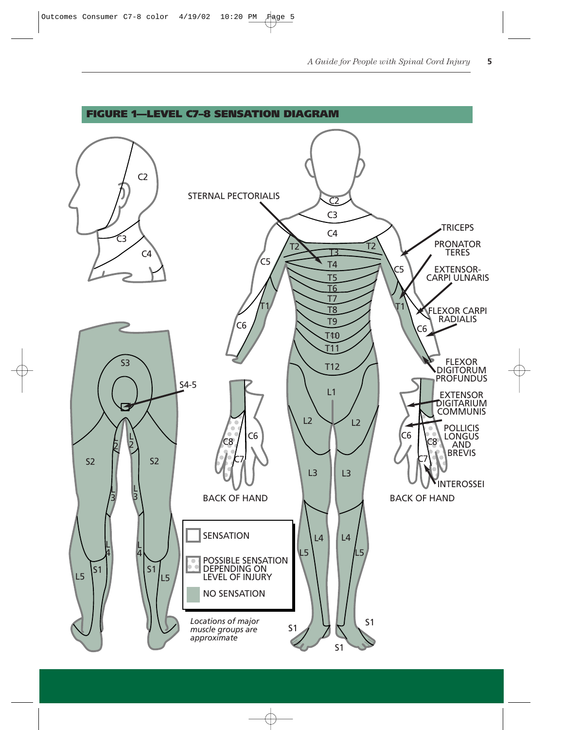## FIGURE 1—LEVEL C7–8 SENSATION DIAGRAM

STERNAL PECTORIALIS

TRICEPS

PRONATOR TERES

EXTENSOR-CARPI ULNARIS

FLEXOR CARPI RADIALIS

FLEXOR DIGITORUM PROFUNDUS

EXTENSOR DIGITARIUM COMMUNIS

POLLICIS LONGUS AND BREVIS

INTEROSSEI

BACK OF HAND

BACK OF HAND

SENSATION

POSSIBLE SENSATION DEPENDING ON LEVEL OF INJURY

NO SENSATION

*Locations of major muscle groups are approximate*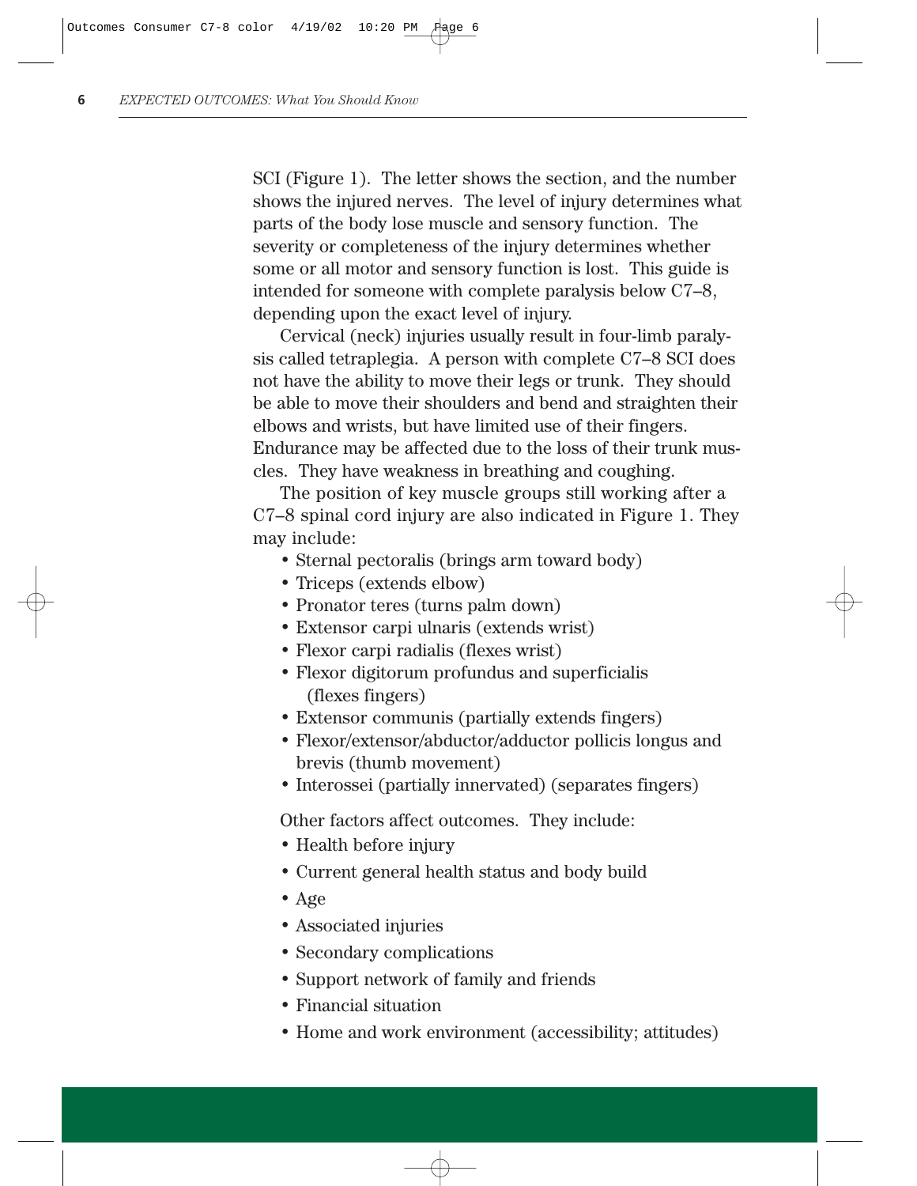SCI (Figure 1). The letter shows the section, and the number shows the injured nerves. The level of injury determines what parts of the body lose muscle and sensory function. The severity or completeness of the injury determines whether some or all motor and sensory function is lost. This guide is intended for someone with complete paralysis below C7–8, depending upon the exact level of injury.

Cervical (neck) injuries usually result in four-limb paralysis called tetraplegia. A person with complete C7–8 SCI does not have the ability to move their legs or trunk. They should be able to move their shoulders and bend and straighten their elbows and wrists, but have limited use of their fingers. Endurance may be affected due to the loss of their trunk muscles. They have weakness in breathing and coughing.

The position of key muscle groups still working after a C7–8 spinal cord injury are also indicated in Figure 1. They may include:

- Sternal pectoralis (brings arm toward body)
- Triceps (extends elbow)
- Pronator teres (turns palm down)
- Extensor carpi ulnaris (extends wrist)
- Flexor carpi radialis (flexes wrist)
- Flexor digitorum profundus and superficialis (flexes fingers)
- Extensor communis (partially extends fingers)
- Flexor/extensor/abductor/adductor pollicis longus and brevis (thumb movement)
- Interossei (partially innervated) (separates fingers)

Other factors affect outcomes. They include:

- Health before injury
- Current general health status and body build
- Age
- Associated injuries
- Secondary complications
- Support network of family and friends
- Financial situation
- Home and work environment (accessibility; attitudes)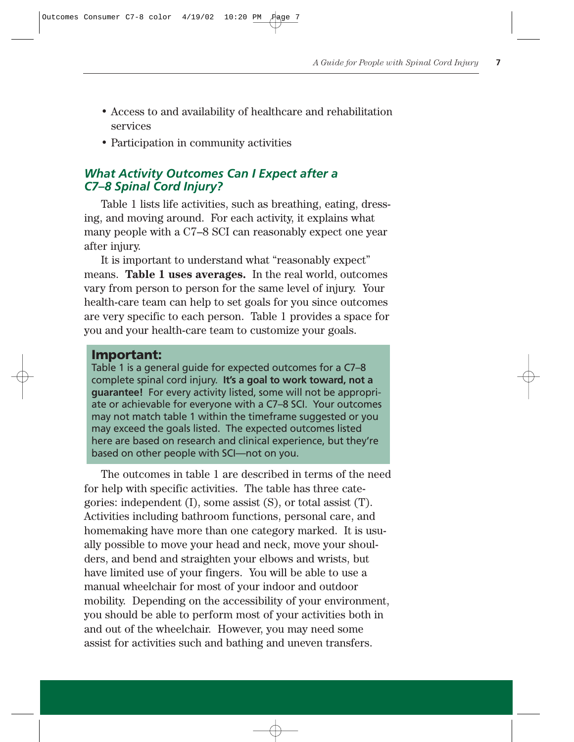- Access to and availability of healthcare and rehabilitation services
- Participation in community activities

## What Activity Outcomes Can I Expect after a C7–8 Spinal Cord Injury?

Table 1 lists life activities, such as breathing, eating, dressing, and moving around. For each activity, it explains what many people with a C7–8 SCI can reasonably expect one year after injury.

It is important to understand what "reasonably expect" means. **Table 1 uses averages.** In the real world, outcomes vary from person to person for the same level of injury. Your health-care team can help to set goals for you since outcomes are very specific to each person. Table 1 provides a space for you and your health-care team to customize your goals.

**Important:**
Table 1 is a general guide for expected outcomes for a C7–8 complete spinal cord injury. **It's a goal to work toward, not a guarantee!** For every activity listed, some will not be appropriate or achievable for everyone with a C7–8 SCI. Your outcomes may not match table 1 within the timeframe suggested or you may exceed the goals listed. The expected outcomes listed here are based on research and clinical experience, but they're based on other people with SCI—not on you.

The outcomes in table 1 are described in terms of the need for help with specific activities. The table has three categories: independent (I), some assist (S), or total assist (T). Activities including bathroom functions, personal care, and homemaking have more than one category marked. It is usually possible to move your head and neck, move your shoulders, and bend and straighten your elbows and wrists, but have limited use of your fingers. You will be able to use a manual wheelchair for most of your indoor and outdoor mobility. Depending on the accessibility of your environment, you should be able to perform most of your activities both in and out of the wheelchair. However, you may need some assist for activities such and bathing and uneven transfers.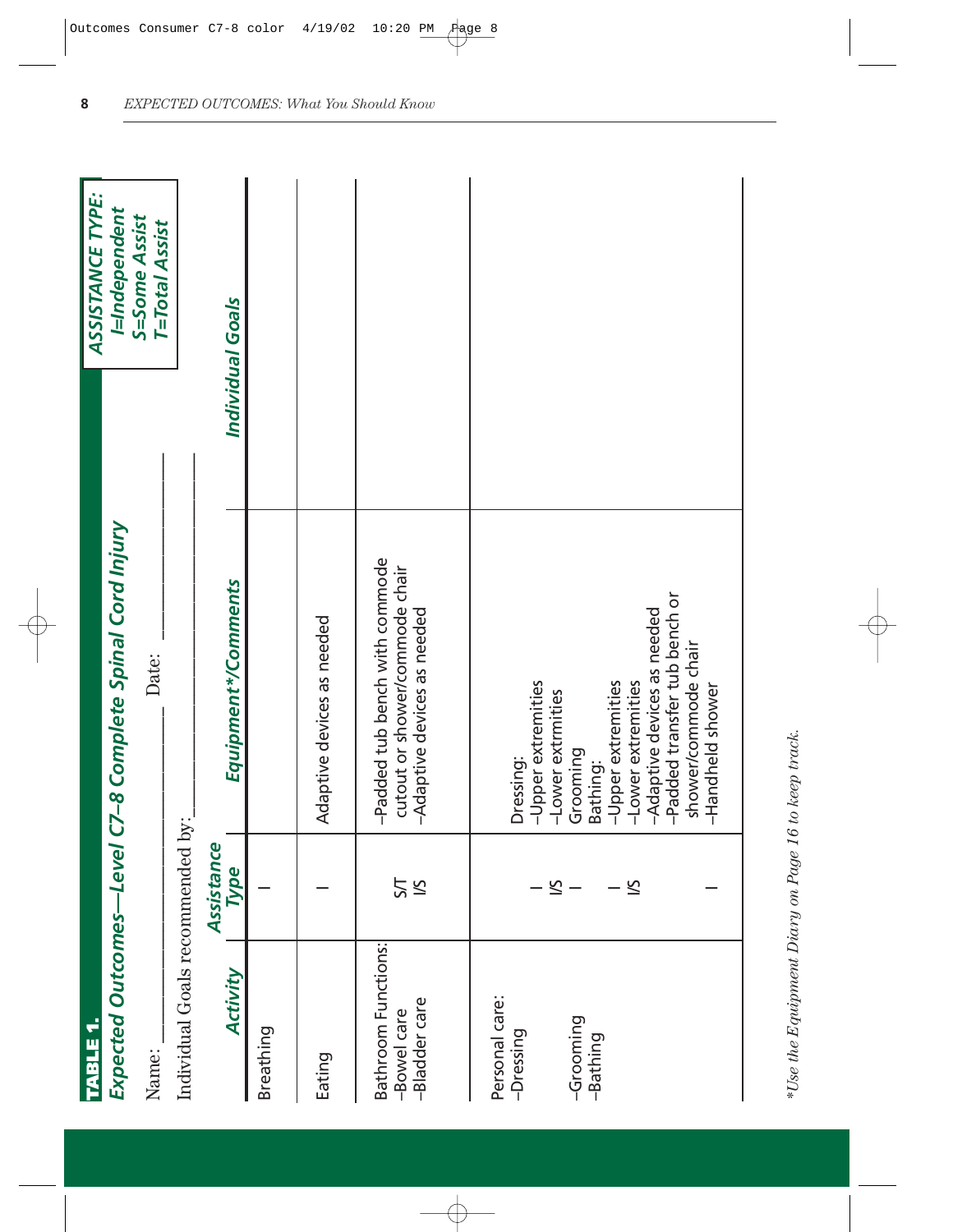**TABLE 1.**

## Expected Outcomes—Level C7–8 Complete Spinal Cord Injury

Name: ______________________ Date: ______________

Individual Goals recommended by: ______________________

**ASSISTANCE TYPE:**
*I=Independent*
*S=Some Assist*
*T=Total Assist*

| *Activity* | *Assistance Type* | *Equipment\*/Comments* | *Individual Goals* |
|---|---|---|---|
| Breathing | I | | |
| Eating | I | Adaptive devices as needed | |
| Bathroom Functions:<br>–Bowel care<br>–Bladder care | <br>S/T<br>I/S | –Padded tub bench with commode cutout or shower/commode chair<br>–Adaptive devices as needed | |
| Personal care:<br>–Dressing<br><br><br>–Grooming<br>–Bathing | <br><br>I<br>I/S<br>I<br><br>I<br>I/S<br><br><br><br>I | Dressing:<br>–Upper extremities<br>–Lower extrmities<br>Grooming<br>Bathing:<br>–Upper extremities<br>–Lower extremities<br>–Adaptive devices as needed<br>–Padded transfer tub bench or shower/commode chair<br>–Handheld shower | |

*\*Use the Equipment Diary on Page 16 to keep track.*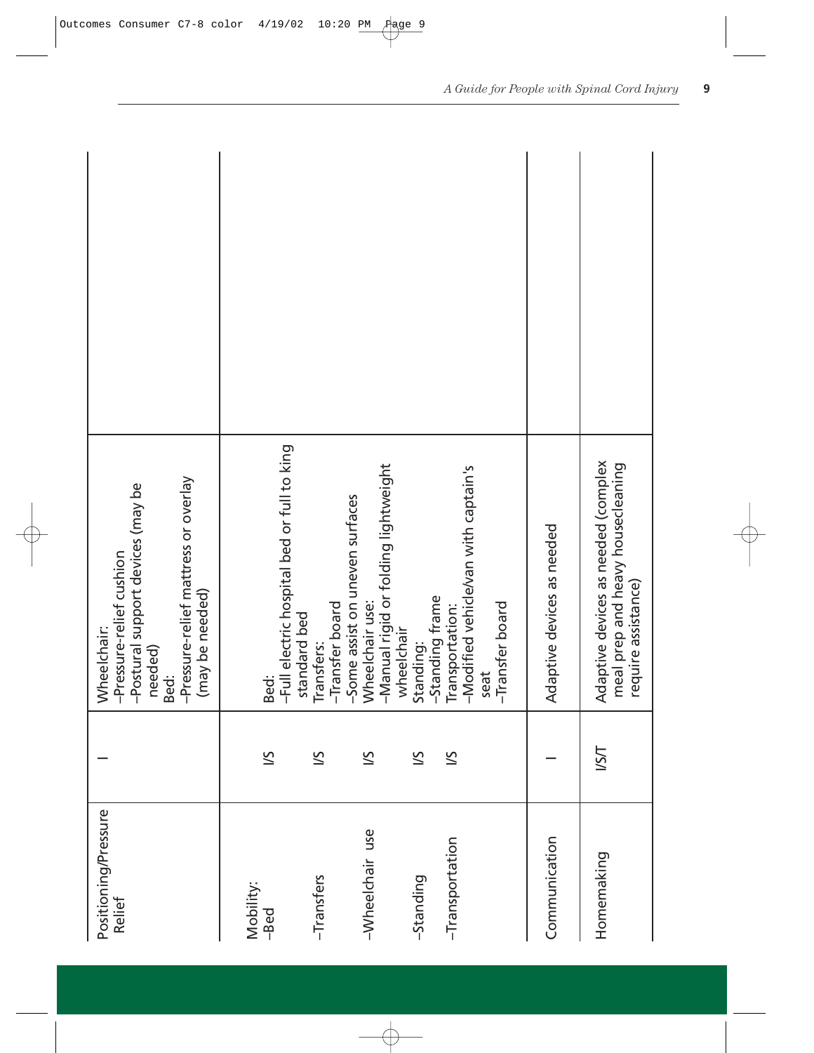| | | | |
|---|---|---|---|
| Positioning/Pressure Relief | I | Wheelchair:<br>–Pressure-relief cushion<br>–Postural support devices (may be needed)<br>Bed:<br>–Pressure-relief mattress or overlay (may be needed) | |
| Mobility:<br>–Bed<br><br>–Transfers<br><br>–Wheelchair use<br><br>–Standing<br>–Transportation | <br>I/S<br><br>I/S<br><br>I/S<br><br>I/S<br>I/S | Bed:<br>–Full electric hospital bed or full to king standard bed<br>Transfers:<br>–Transfer board<br>–Some assist on uneven surfaces<br>Wheelchair use:<br>–Manual rigid or folding lightweight wheelchair<br>Standing:<br>–Standing frame<br>Transportation:<br>–Modified vehicle/van with captain's seat<br>–Transfer board | |
| Communication | I | Adaptive devices as needed | |
| Homemaking | I/S/T | Adaptive devices as needed (complex meal prep and heavy housecleaning require assistance) | |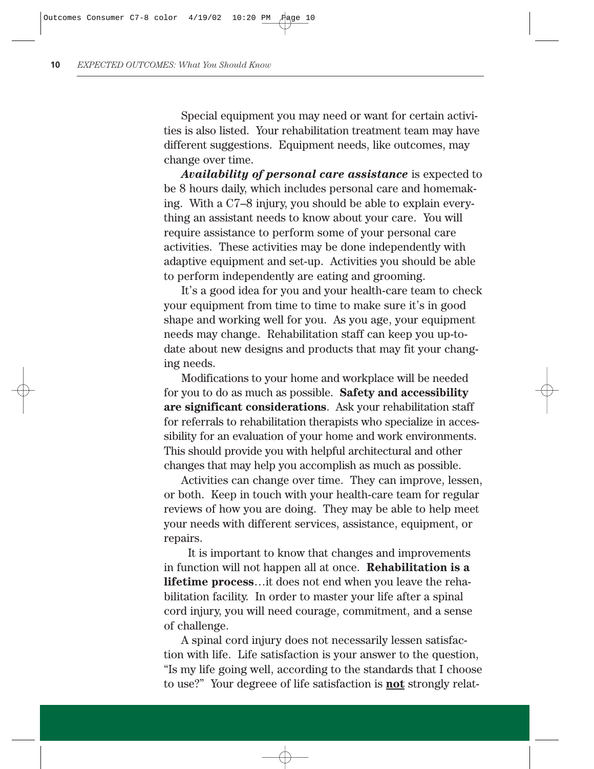Special equipment you may need or want for certain activities is also listed. Your rehabilitation treatment team may have different suggestions. Equipment needs, like outcomes, may change over time.

***Availability of personal care assistance*** is expected to be 8 hours daily, which includes personal care and homemaking. With a C7–8 injury, you should be able to explain everything an assistant needs to know about your care. You will require assistance to perform some of your personal care activities. These activities may be done independently with adaptive equipment and set-up. Activities you should be able to perform independently are eating and grooming.

It's a good idea for you and your health-care team to check your equipment from time to time to make sure it's in good shape and working well for you. As you age, your equipment needs may change. Rehabilitation staff can keep you up-to-date about new designs and products that may fit your changing needs.

Modifications to your home and workplace will be needed for you to do as much as possible. **Safety and accessibility are significant considerations**. Ask your rehabilitation staff for referrals to rehabilitation therapists who specialize in accessibility for an evaluation of your home and work environments. This should provide you with helpful architectural and other changes that may help you accomplish as much as possible.

Activities can change over time. They can improve, lessen, or both. Keep in touch with your health-care team for regular reviews of how you are doing. They may be able to help meet your needs with different services, assistance, equipment, or repairs.

It is important to know that changes and improvements in function will not happen all at once. **Rehabilitation is a lifetime process**…it does not end when you leave the rehabilitation facility. In order to master your life after a spinal cord injury, you will need courage, commitment, and a sense of challenge.

A spinal cord injury does not necessarily lessen satisfaction with life. Life satisfaction is your answer to the question, "Is my life going well, according to the standards that I choose to use?" Your degreee of life satisfaction is **<u>not</u>** strongly relat-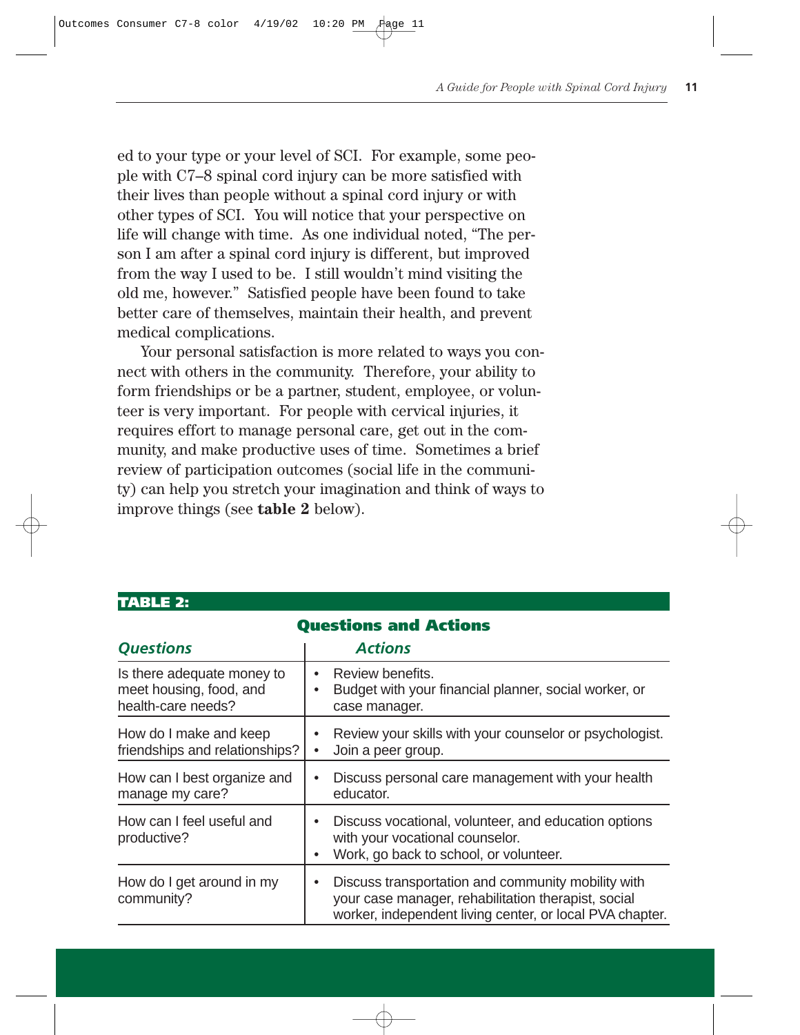ed to your type or your level of SCI. For example, some people with C7–8 spinal cord injury can be more satisfied with their lives than people without a spinal cord injury or with other types of SCI. You will notice that your perspective on life will change with time. As one individual noted, "The person I am after a spinal cord injury is different, but improved from the way I used to be. I still wouldn't mind visiting the old me, however." Satisfied people have been found to take better care of themselves, maintain their health, and prevent medical complications.

Your personal satisfaction is more related to ways you connect with others in the community. Therefore, your ability to form friendships or be a partner, student, employee, or volunteer is very important. For people with cervical injuries, it requires effort to manage personal care, get out in the community, and make productive uses of time. Sometimes a brief review of participation outcomes (social life in the community) can help you stretch your imagination and think of ways to improve things (see **table 2** below).

**TABLE 2:**

**Questions and Actions**

| *Questions* | *Actions* |
|---|---|
| Is there adequate money to meet housing, food, and health-care needs? | • Review benefits.<br>• Budget with your financial planner, social worker, or case manager. |
| How do I make and keep friendships and relationships? | • Review your skills with your counselor or psychologist.<br>• Join a peer group. |
| How can I best organize and manage my care? | • Discuss personal care management with your health educator. |
| How can I feel useful and productive? | • Discuss vocational, volunteer, and education options with your vocational counselor.<br>• Work, go back to school, or volunteer. |
| How do I get around in my community? | • Discuss transportation and community mobility with your case manager, rehabilitation therapist, social worker, independent living center, or local PVA chapter. |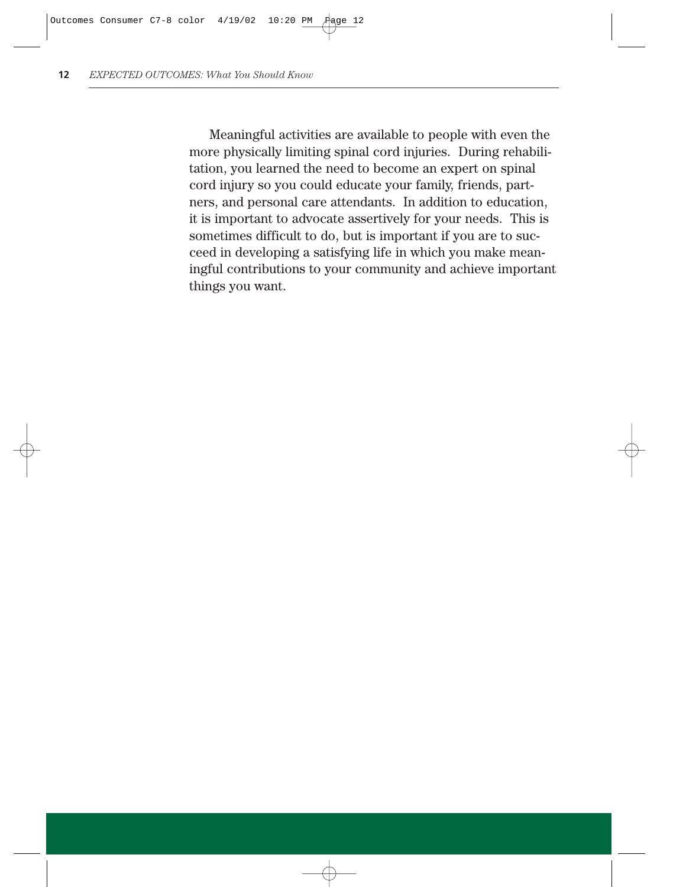Meaningful activities are available to people with even the more physically limiting spinal cord injuries. During rehabilitation, you learned the need to become an expert on spinal cord injury so you could educate your family, friends, partners, and personal care attendants. In addition to education, it is important to advocate assertively for your needs. This is sometimes difficult to do, but is important if you are to succeed in developing a satisfying life in which you make meaningful contributions to your community and achieve important things you want.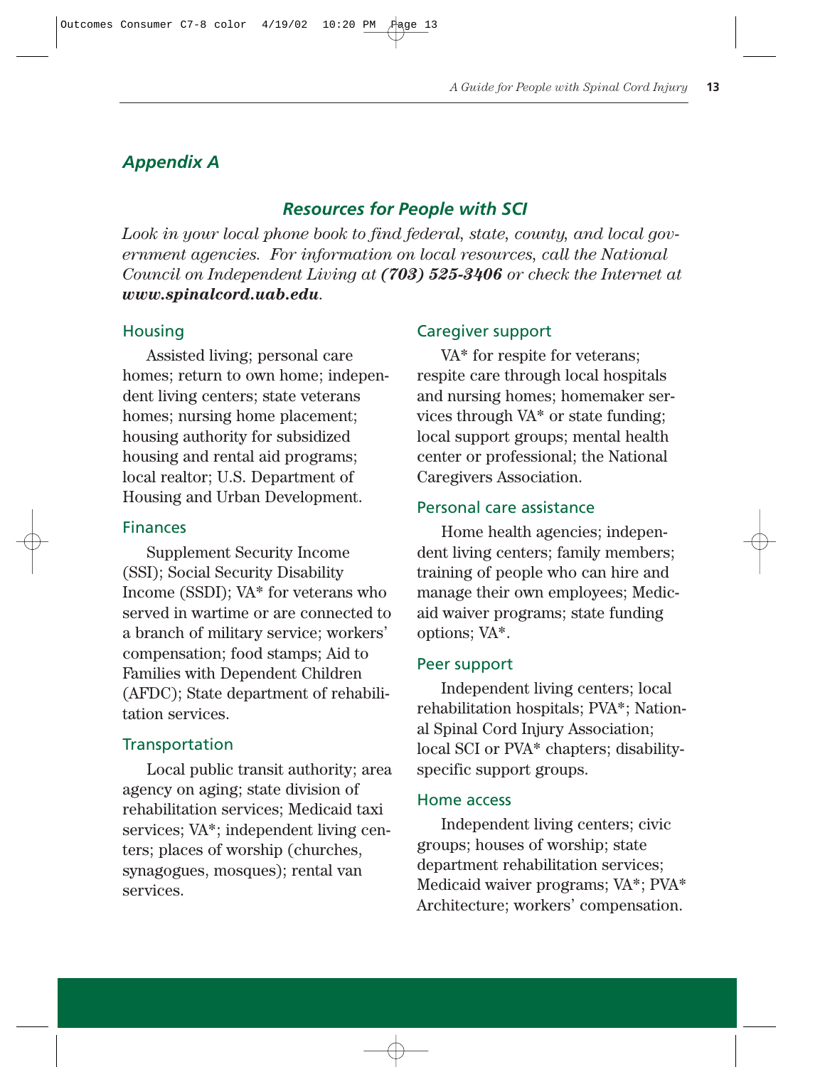## *Appendix A*

### *Resources for People with SCI*

*Look in your local phone book to find federal, state, county, and local government agencies. For information on local resources, call the National Council on Independent Living at **(703) 525-3406** or check the Internet at **www.spinalcord.uab.edu**.*

#### Housing

Assisted living; personal care homes; return to own home; independent living centers; state veterans homes; nursing home placement; housing authority for subsidized housing and rental aid programs; local realtor; U.S. Department of Housing and Urban Development.

#### Finances

Supplement Security Income (SSI); Social Security Disability Income (SSDI); VA* for veterans who served in wartime or are connected to a branch of military service; workers' compensation; food stamps; Aid to Families with Dependent Children (AFDC); State department of rehabilitation services.

#### Transportation

Local public transit authority; area agency on aging; state division of rehabilitation services; Medicaid taxi services; VA*; independent living centers; places of worship (churches, synagogues, mosques); rental van services.

#### Caregiver support

VA* for respite for veterans; respite care through local hospitals and nursing homes; homemaker services through VA* or state funding; local support groups; mental health center or professional; the National Caregivers Association.

#### Personal care assistance

Home health agencies; independent living centers; family members; training of people who can hire and manage their own employees; Medicaid waiver programs; state funding options; VA*.

#### Peer support

Independent living centers; local rehabilitation hospitals; PVA*; National Spinal Cord Injury Association; local SCI or PVA* chapters; disability-specific support groups.

#### Home access

Independent living centers; civic groups; houses of worship; state department rehabilitation services; Medicaid waiver programs; VA*; PVA* Architecture; workers' compensation.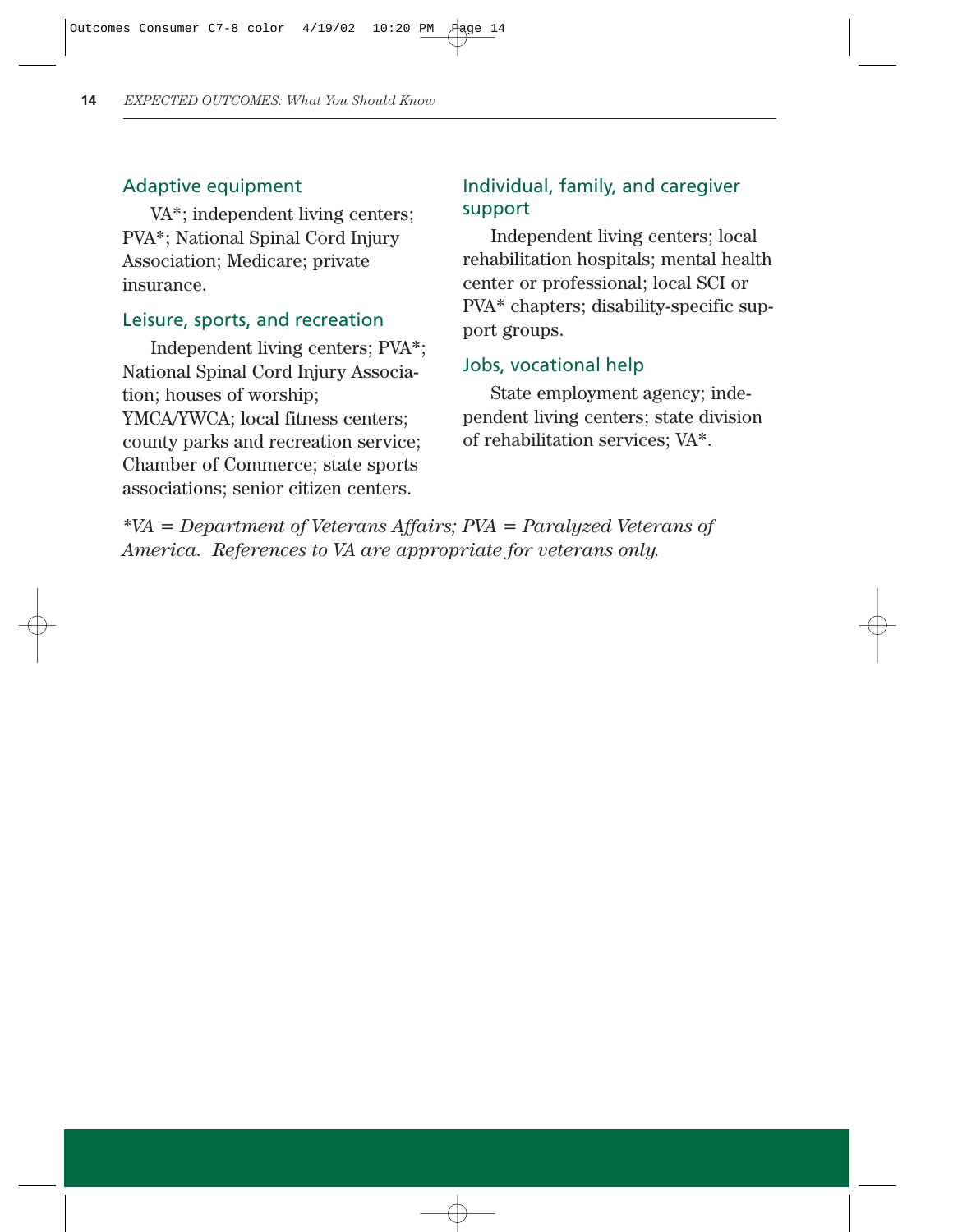### Adaptive equipment

VA*; independent living centers; PVA*; National Spinal Cord Injury Association; Medicare; private insurance.

### Leisure, sports, and recreation

Independent living centers; PVA*; National Spinal Cord Injury Association; houses of worship; YMCA/YWCA; local fitness centers; county parks and recreation service; Chamber of Commerce; state sports associations; senior citizen centers.

### Individual, family, and caregiver support

Independent living centers; local rehabilitation hospitals; mental health center or professional; local SCI or PVA* chapters; disability-specific support groups.

### Jobs, vocational help

State employment agency; independent living centers; state division of rehabilitation services; VA*.

*\*VA = Department of Veterans Affairs; PVA = Paralyzed Veterans of America. References to VA are appropriate for veterans only.*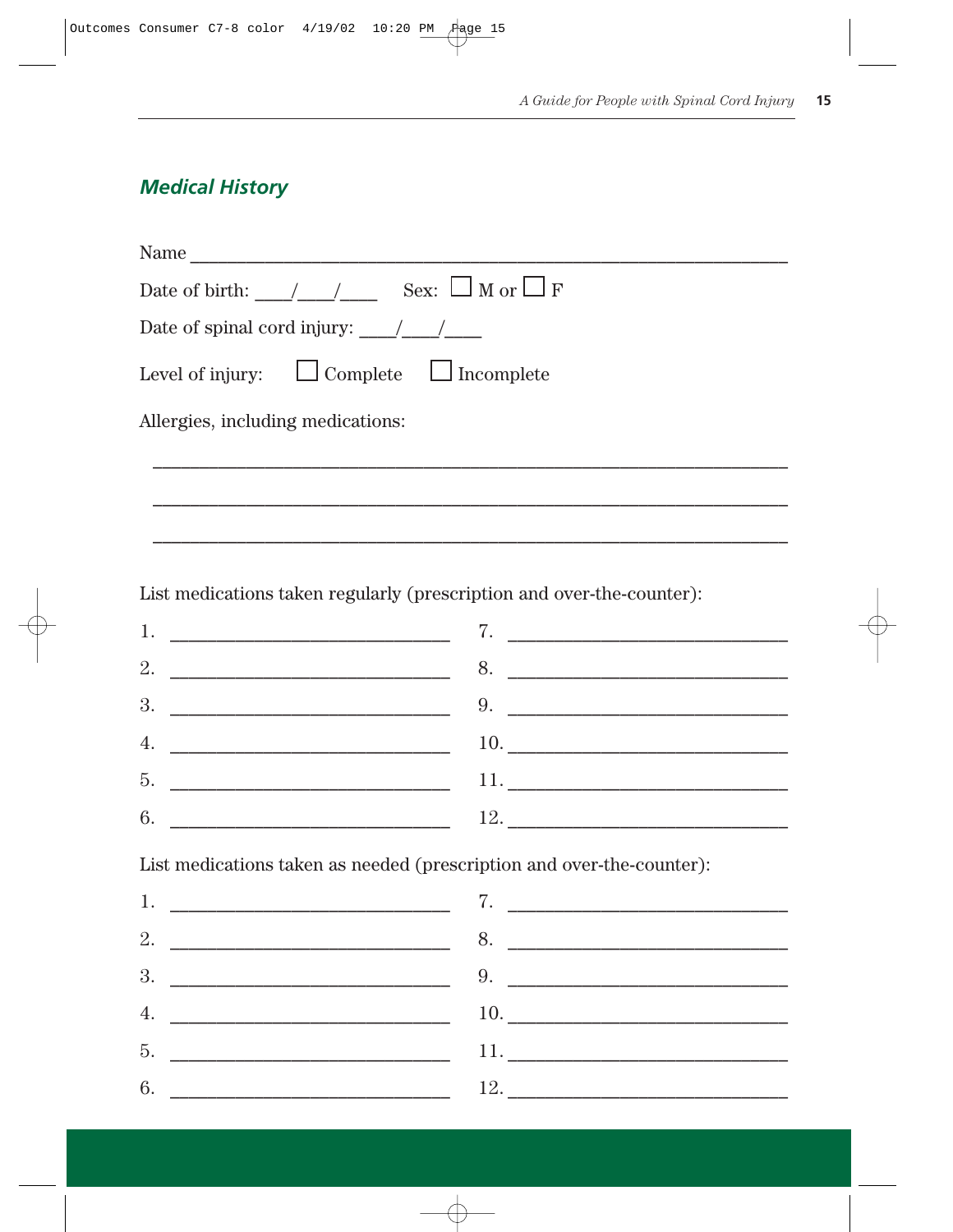## Medical History

Name ___________________________________________________________

Date of birth: ____/____/____ Sex: ☐ M or ☐ F

Date of spinal cord injury: ____/____/____

Level of injury: ☐ Complete ☐ Incomplete

Allergies, including medications:

___________________________________________________________

___________________________________________________________

___________________________________________________________

List medications taken regularly (prescription and over-the-counter):

1. ____________________________
2. ____________________________
3. ____________________________
4. ____________________________
5. ____________________________
6. ____________________________
7. ____________________________
8. ____________________________
9. ____________________________
10. ____________________________
11. ____________________________
12. ____________________________

List medications taken as needed (prescription and over-the-counter):

1. ____________________________
2. ____________________________
3. ____________________________
4. ____________________________
5. ____________________________
6. ____________________________
7. ____________________________
8. ____________________________
9. ____________________________
10. ____________________________
11. ____________________________
12. ____________________________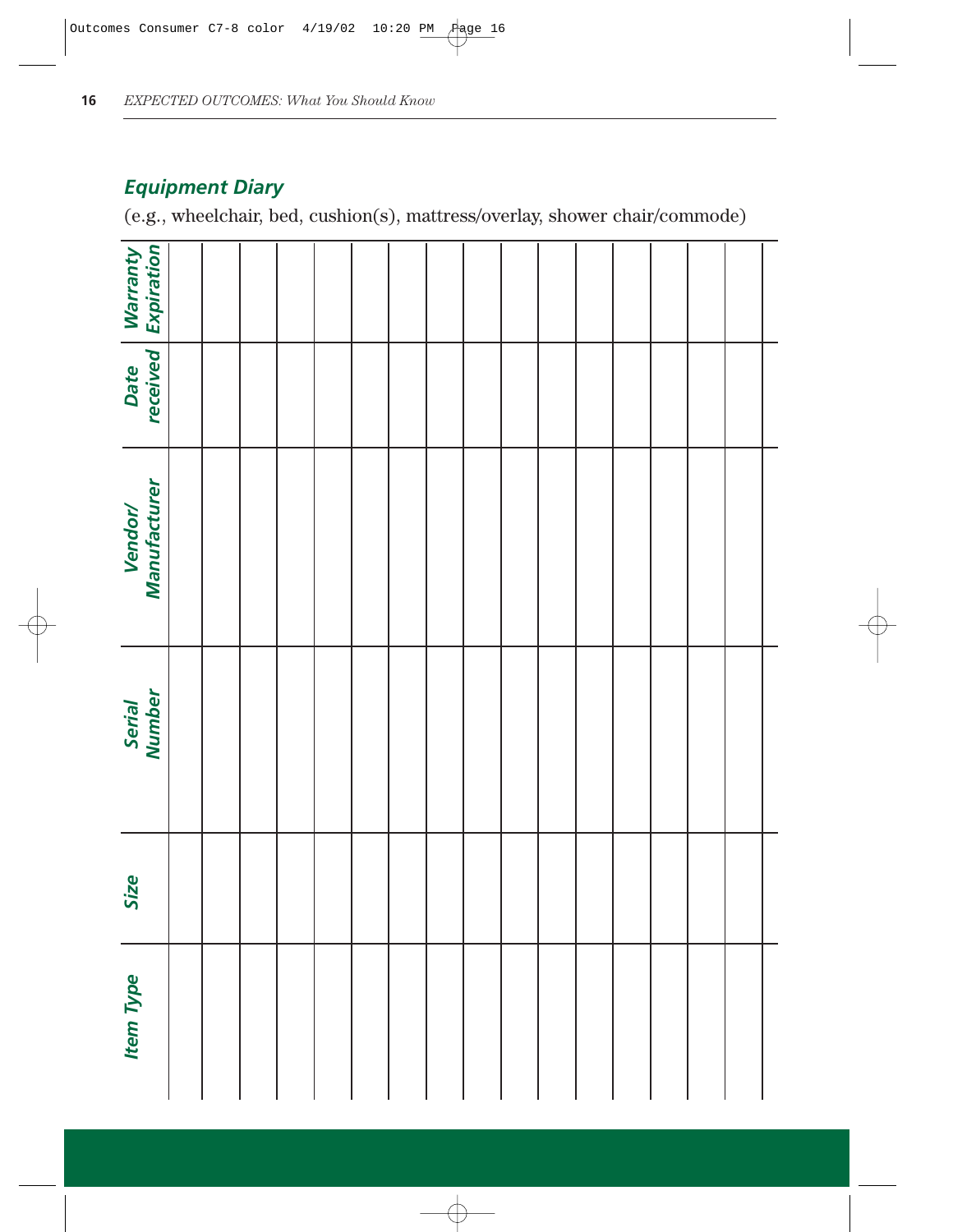## Equipment Diary

(e.g., wheelchair, bed, cushion(s), mattress/overlay, shower chair/commode)

| Item Type | Size | Serial Number | Vendor/ Manufacturer | Date received | Warranty Expiration |
|---|---|---|---|---|---|
| | | | | | |
| | | | | | |
| | | | | | |
| | | | | | |
| | | | | | |
| | | | | | |
| | | | | | |
| | | | | | |
| | | | | | |
| | | | | | |
| | | | | | |
| | | | | | |
| | | | | | |
| | | | | | |
| | | | | | |
| | | | | | |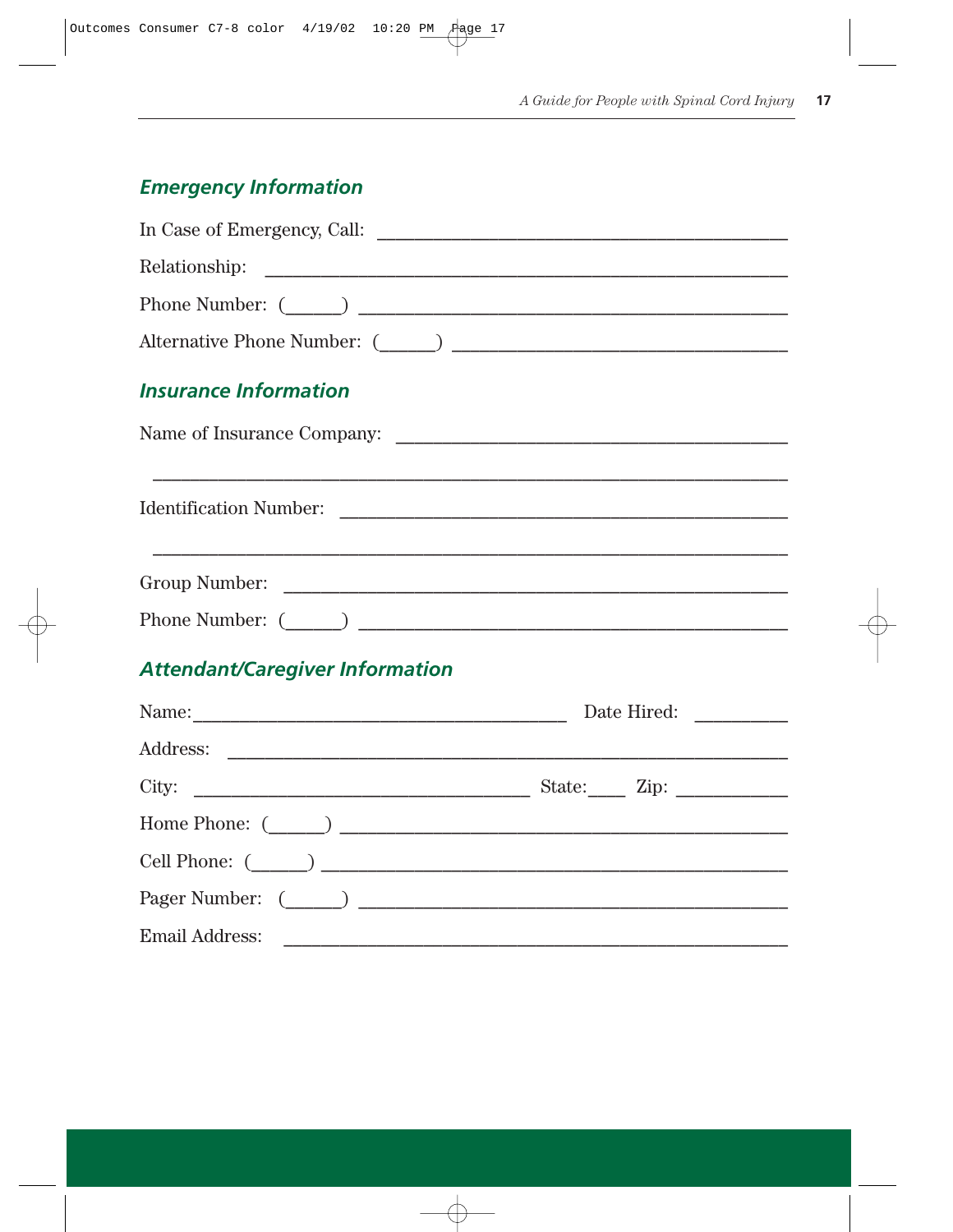## *Emergency Information*

In Case of Emergency, Call: ________________________________________

Relationship: ________________________________________________

Phone Number: (______) ________________________________________

Alternative Phone Number: (______) ______________________________

## *Insurance Information*

Name of Insurance Company: ____________________________________

______________________________________________________________

Identification Number: ________________________________________

______________________________________________________________

Group Number: ________________________________________________

Phone Number: (______) ________________________________________

## *Attendant/Caregiver Information*

Name:________________________________________ Date Hired: _________

Address: _____________________________________________________

City: ___________________________________ State:____ Zip: ___________

Home Phone: (______) _________________________________________

Cell Phone: (______) __________________________________________

Pager Number: (______) ________________________________________

Email Address: ________________________________________________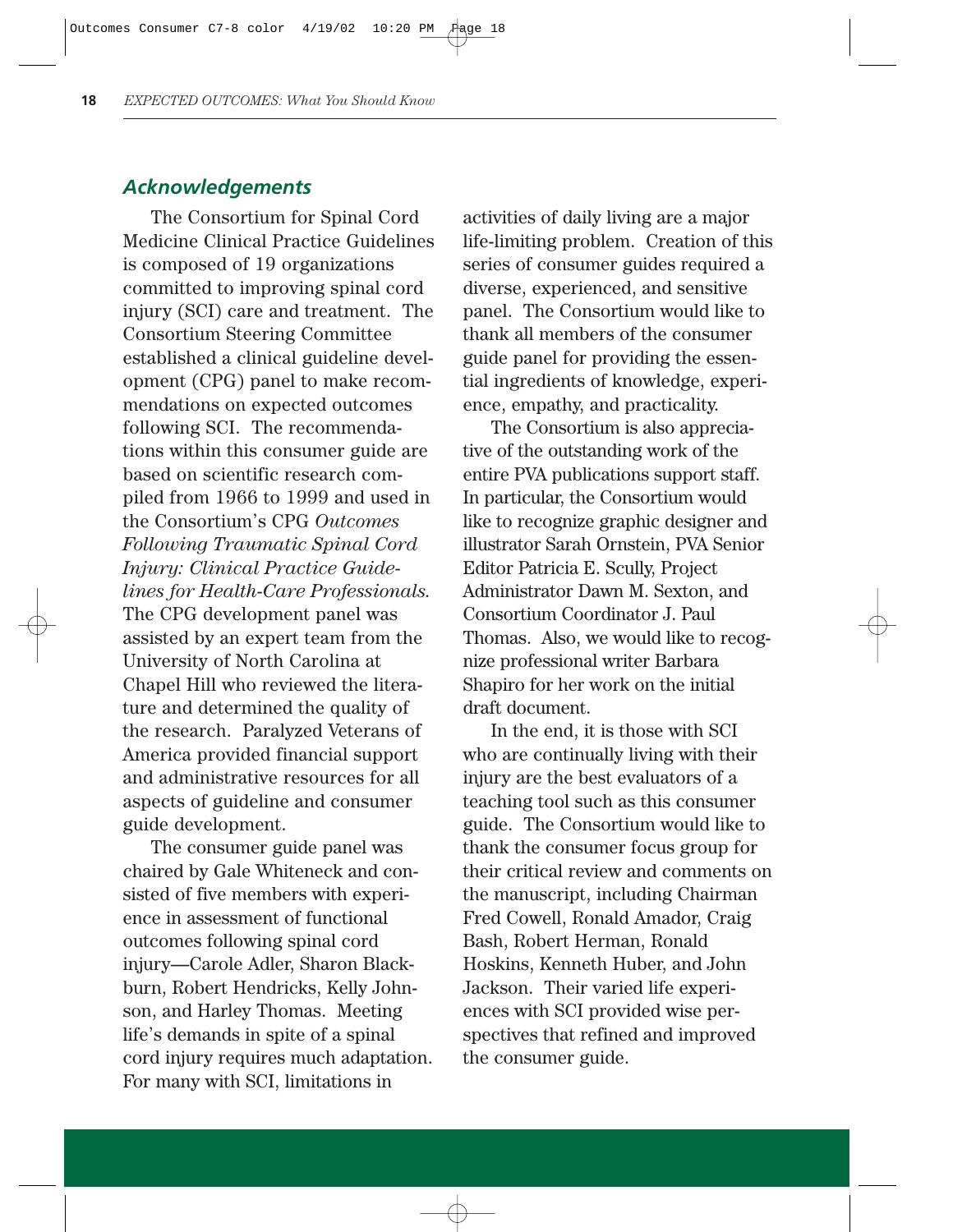## *Acknowledgements*

The Consortium for Spinal Cord Medicine Clinical Practice Guidelines is composed of 19 organizations committed to improving spinal cord injury (SCI) care and treatment. The Consortium Steering Committee established a clinical guideline development (CPG) panel to make recommendations on expected outcomes following SCI. The recommendations within this consumer guide are based on scientific research compiled from 1966 to 1999 and used in the Consortium's CPG *Outcomes Following Traumatic Spinal Cord Injury: Clinical Practice Guidelines for Health-Care Professionals.* The CPG development panel was assisted by an expert team from the University of North Carolina at Chapel Hill who reviewed the literature and determined the quality of the research. Paralyzed Veterans of America provided financial support and administrative resources for all aspects of guideline and consumer guide development.

The consumer guide panel was chaired by Gale Whiteneck and consisted of five members with experience in assessment of functional outcomes following spinal cord injury—Carole Adler, Sharon Blackburn, Robert Hendricks, Kelly Johnson, and Harley Thomas. Meeting life's demands in spite of a spinal cord injury requires much adaptation. For many with SCI, limitations in activities of daily living are a major life-limiting problem. Creation of this series of consumer guides required a diverse, experienced, and sensitive panel. The Consortium would like to thank all members of the consumer guide panel for providing the essential ingredients of knowledge, experience, empathy, and practicality.

The Consortium is also appreciative of the outstanding work of the entire PVA publications support staff. In particular, the Consortium would like to recognize graphic designer and illustrator Sarah Ornstein, PVA Senior Editor Patricia E. Scully, Project Administrator Dawn M. Sexton, and Consortium Coordinator J. Paul Thomas. Also, we would like to recognize professional writer Barbara Shapiro for her work on the initial draft document.

In the end, it is those with SCI who are continually living with their injury are the best evaluators of a teaching tool such as this consumer guide. The Consortium would like to thank the consumer focus group for their critical review and comments on the manuscript, including Chairman Fred Cowell, Ronald Amador, Craig Bash, Robert Herman, Ronald Hoskins, Kenneth Huber, and John Jackson. Their varied life experiences with SCI provided wise perspectives that refined and improved the consumer guide.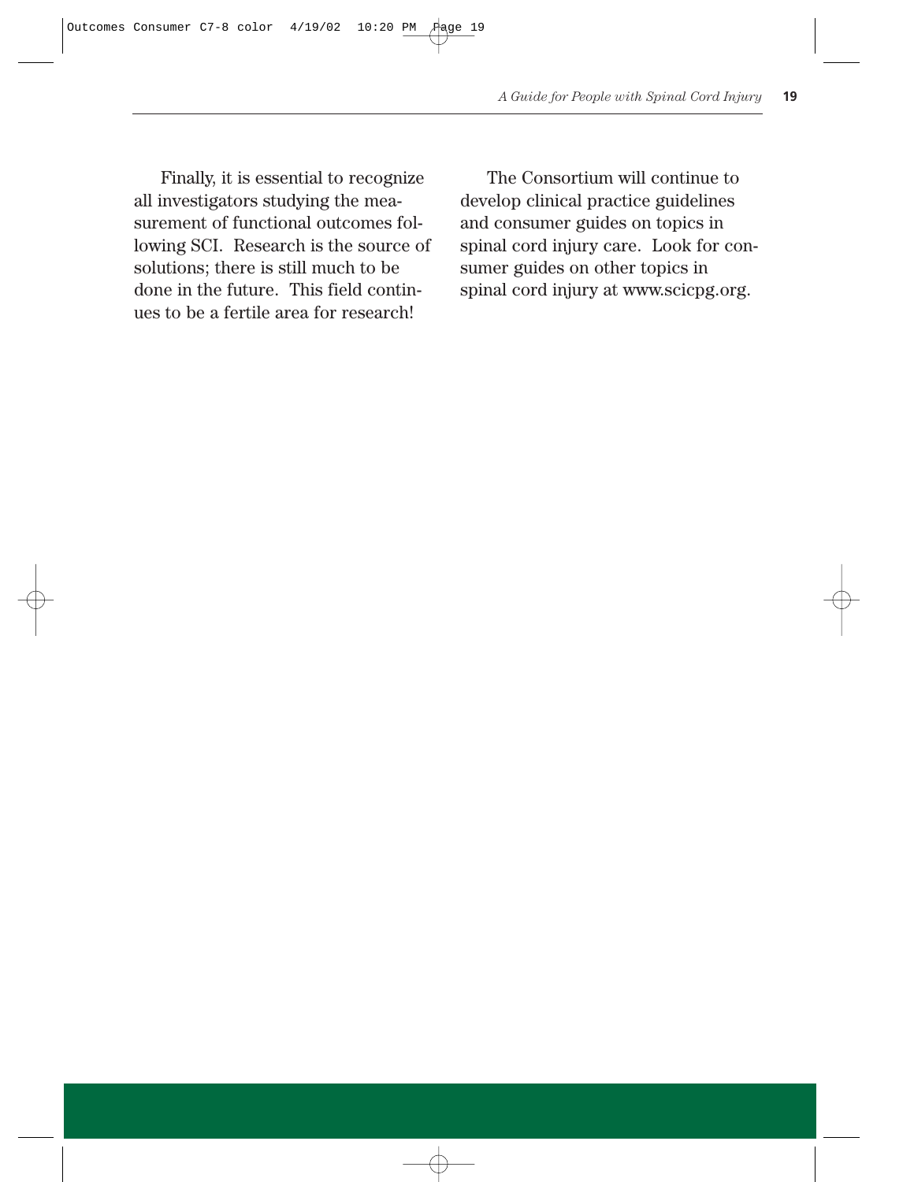Finally, it is essential to recognize all investigators studying the measurement of functional outcomes following SCI. Research is the source of solutions; there is still much to be done in the future. This field continues to be a fertile area for research!

The Consortium will continue to develop clinical practice guidelines and consumer guides on topics in spinal cord injury care. Look for consumer guides on other topics in spinal cord injury at www.scicpg.org.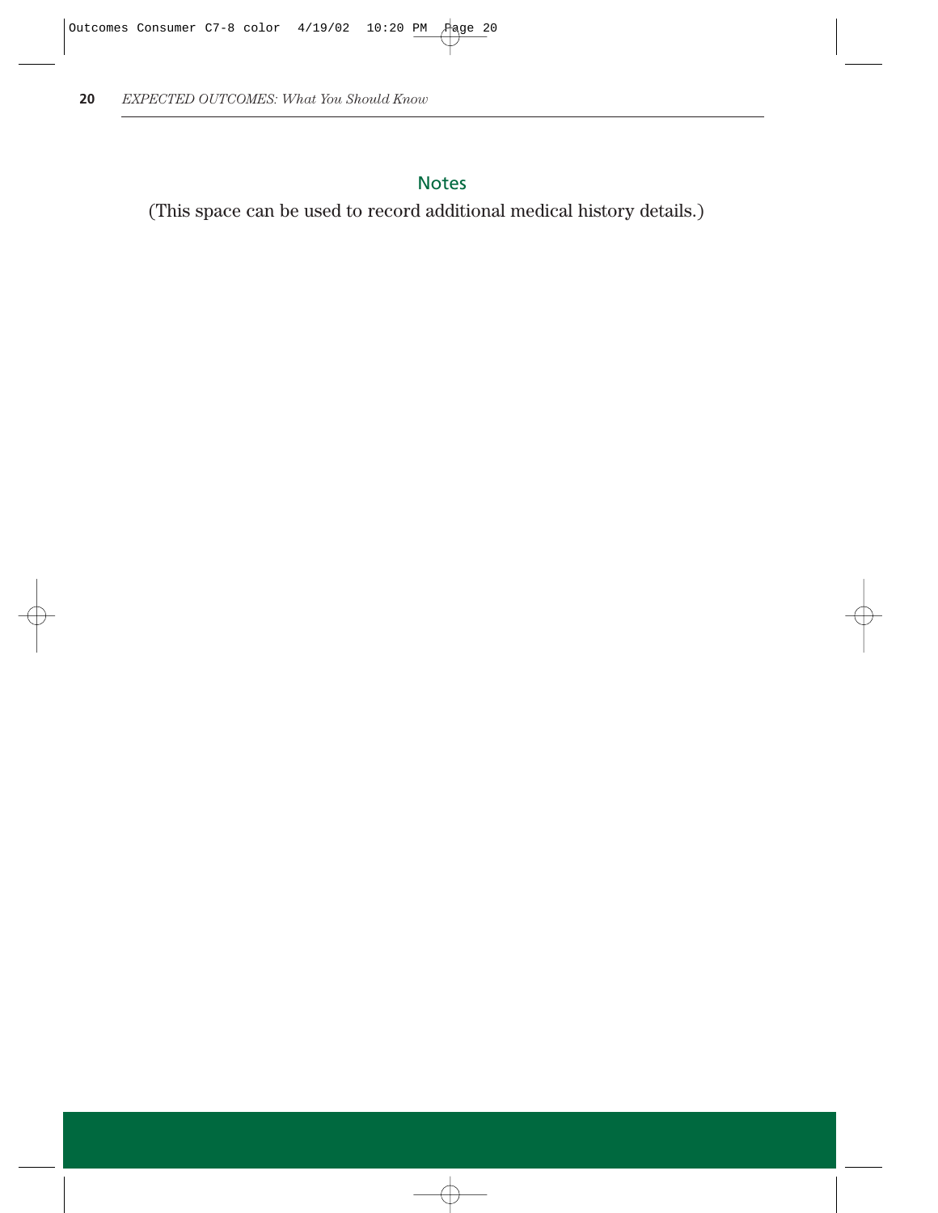## Notes

(This space can be used to record additional medical history details.)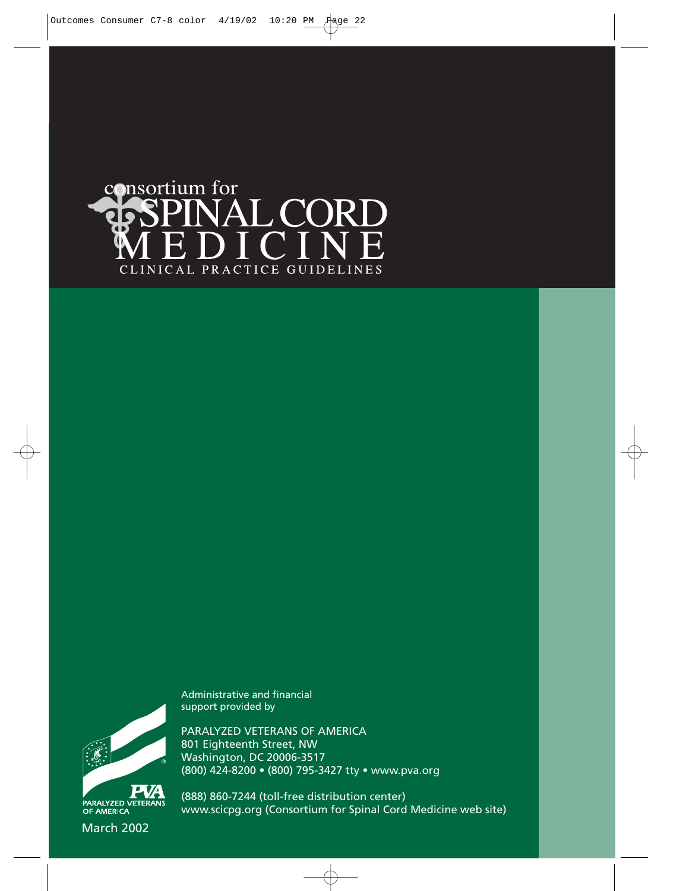consortium for
SPINAL CORD
MEDICINE
CLINICAL PRACTICE GUIDELINES

Administrative and financial support provided by

PARALYZED VETERANS OF AMERICA
801 Eighteenth Street, NW
Washington, DC 20006-3517
(800) 424-8200 • (800) 795-3427 tty • www.pva.org

(888) 860-7244 (toll-free distribution center)
www.scicpg.org (Consortium for Spinal Cord Medicine web site)

PVA
PARALYZED VETERANS OF AMERICA

March 2002